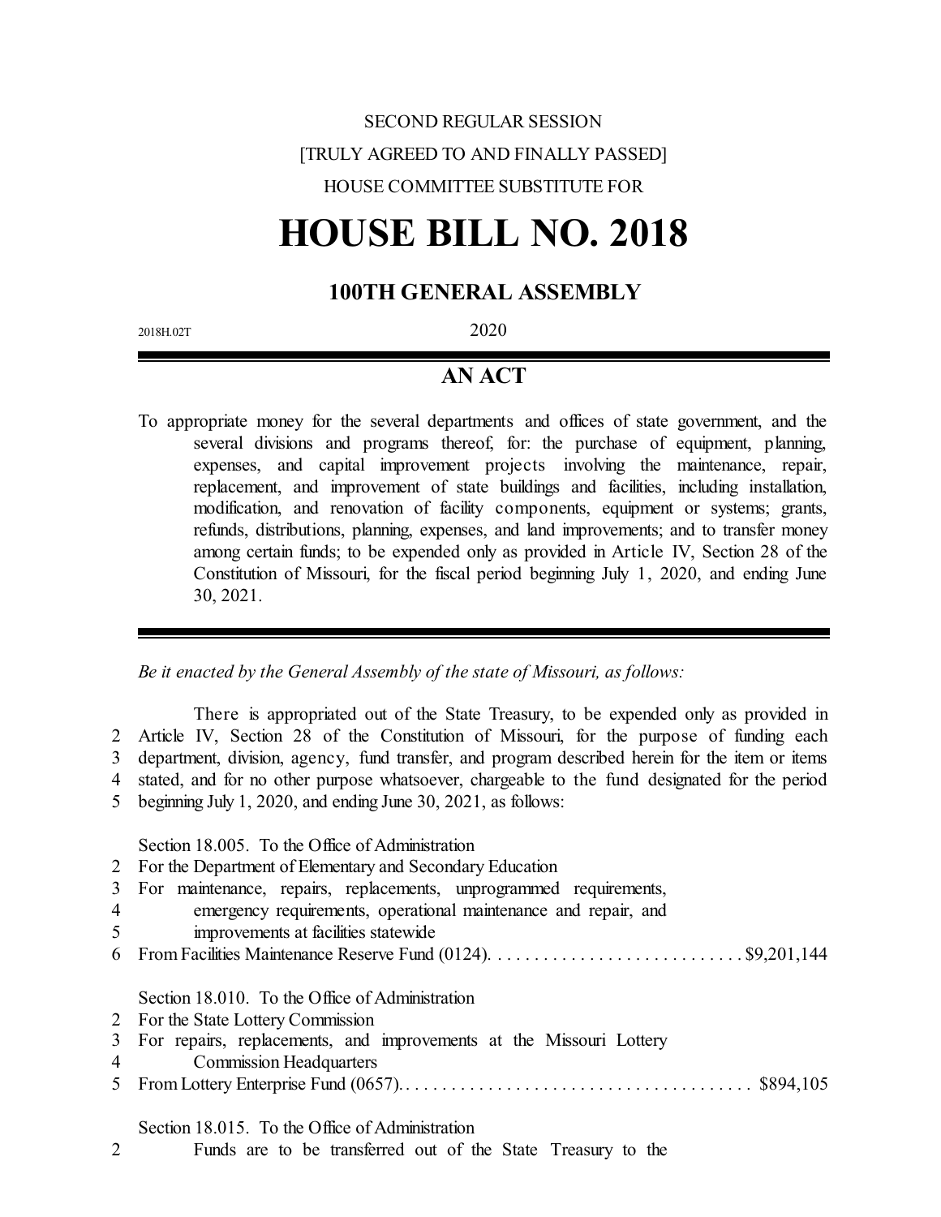SECOND REGULAR SESSION

[TRULY AGREED TO AND FINALLY PASSED]

HOUSE COMMITTEE SUBSTITUTE FOR

# HOUSE BILL NO. 2018

## 100TH GENERAL ASSEMBLY

2018H.02T

2020

## AN ACT

To appropriate money for the several departments and offices of state government, and the several divisions and programs thereof, for: the purchase of equipment, planning, expenses, and capital improvement projects involving the maintenance, repair, replacement, and improvement of state buildings and facilities, including installation, modification, and renovation of facility components, equipment or systems; grants, refunds, distributions, planning, expenses, and land improvements; and to transfer money among certain funds; to be expended only as provided in Article IV, Section 28 of the Constitution of Missouri, for the fiscal period beginning July 1, 2020, and ending June 30, 2021.

*Be it enacted by the General Assembly of the state of Missouri, as follows:*

There is appropriated out of the State Treasury, to be expended only as provided in
2 Article IV, Section 28 of the Constitution of Missouri, for the purpose of funding each
3 department, division, agency, fund transfer, and program described herein for the item or items
4 stated, and for no other purpose whatsoever, chargeable to the fund designated for the period
5 beginning July 1, 2020, and ending June 30, 2021, as follows:

Section 18.005. To the Office of Administration
2 For the Department of Elementary and Secondary Education
3 For maintenance, repairs, replacements, unprogrammed requirements,
4 emergency requirements, operational maintenance and repair, and
5 improvements at facilities statewide
6 From Facilities Maintenance Reserve Fund (0124). . . . . . . . . . . . . . . . . . . . . . . . . . . . $9,201,144

Section 18.010. To the Office of Administration
2 For the State Lottery Commission
3 For repairs, replacements, and improvements at the Missouri Lottery
4 Commission Headquarters
5 From Lottery Enterprise Fund (0657). . . . . . . . . . . . . . . . . . . . . . . . . . . . . . . . . . . . . . . $894,105

Section 18.015. To the Office of Administration
2 Funds are to be transferred out of the State Treasury to the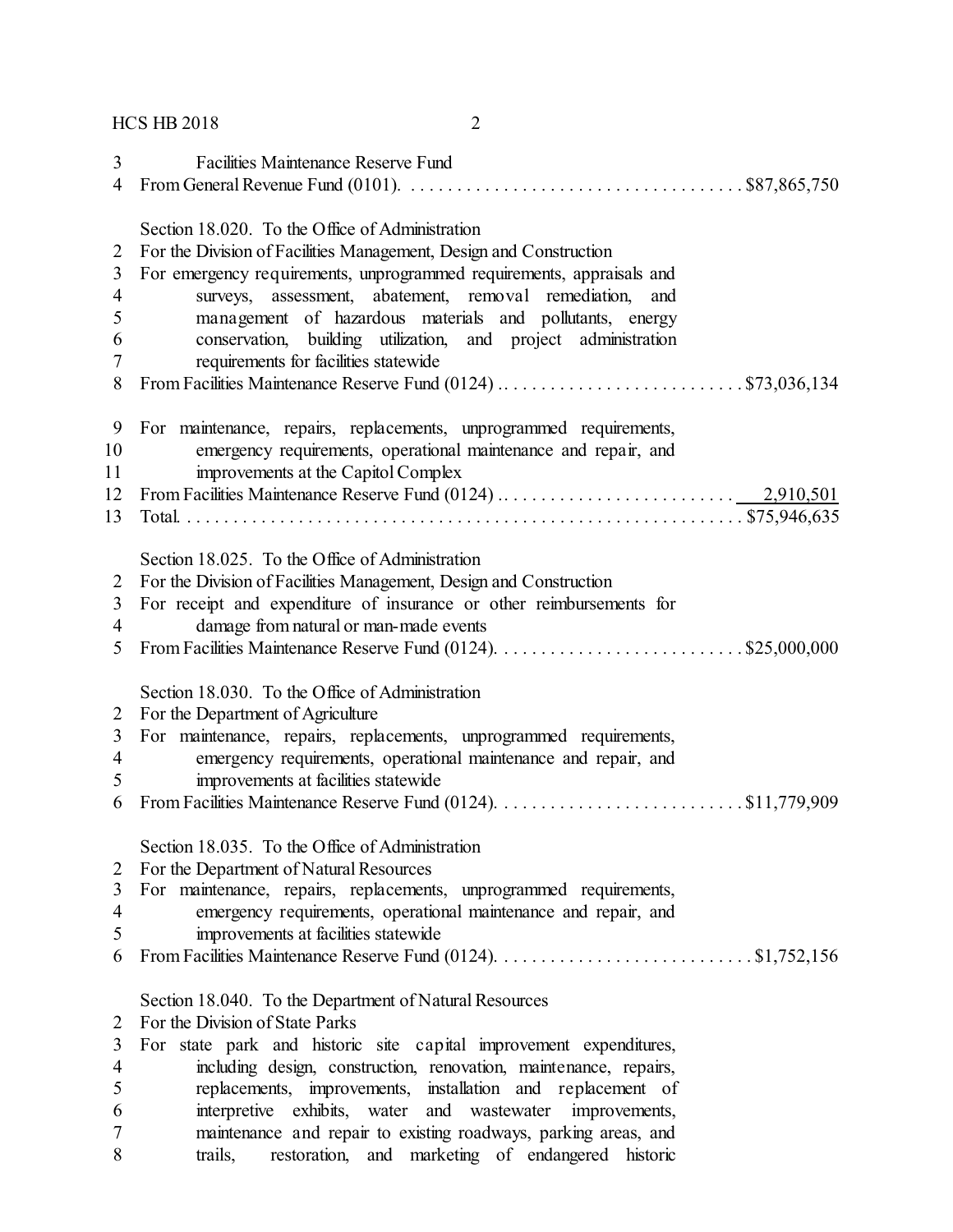Facilities Maintenance Reserve Fund
From General Revenue Fund (0101). . . . . . . . . . . . . . . . . . . . . . . . . . . . . . . . . . . . $87,865,750

Section 18.020. To the Office of Administration
For the Division of Facilities Management, Design and Construction
For emergency requirements, unprogrammed requirements, appraisals and surveys, assessment, abatement, removal remediation, and management of hazardous materials and pollutants, energy conservation, building utilization, and project administration requirements for facilities statewide
From Facilities Maintenance Reserve Fund (0124) . . . . . . . . . . . . . . . . . . . . . . . . . . $73,036,134

For maintenance, repairs, replacements, unprogrammed requirements, emergency requirements, operational maintenance and repair, and improvements at the Capitol Complex
From Facilities Maintenance Reserve Fund (0124) . . . . . . . . . . . . . . . . . . . . . . . . . . 2,910,501
Total. . . . . . . . . . . . . . . . . . . . . . . . . . . . . . . . . . . . . . . . . . . . . . . . . . . . . . . . . $75,946,635

Section 18.025. To the Office of Administration
For the Division of Facilities Management, Design and Construction
For receipt and expenditure of insurance or other reimbursements for damage from natural or man-made events
From Facilities Maintenance Reserve Fund (0124). . . . . . . . . . . . . . . . . . . . . . . . . . $25,000,000

Section 18.030. To the Office of Administration
For the Department of Agriculture
For maintenance, repairs, replacements, unprogrammed requirements, emergency requirements, operational maintenance and repair, and improvements at facilities statewide
From Facilities Maintenance Reserve Fund (0124). . . . . . . . . . . . . . . . . . . . . . . . . . $11,779,909

Section 18.035. To the Office of Administration
For the Department of Natural Resources
For maintenance, repairs, replacements, unprogrammed requirements, emergency requirements, operational maintenance and repair, and improvements at facilities statewide
From Facilities Maintenance Reserve Fund (0124). . . . . . . . . . . . . . . . . . . . . . . . . . . $1,752,156

Section 18.040. To the Department of Natural Resources
For the Division of State Parks
For state park and historic site capital improvement expenditures, including design, construction, renovation, maintenance, repairs, replacements, improvements, installation and replacement of interpretive exhibits, water and wastewater improvements, maintenance and repair to existing roadways, parking areas, and trails, restoration, and marketing of endangered historic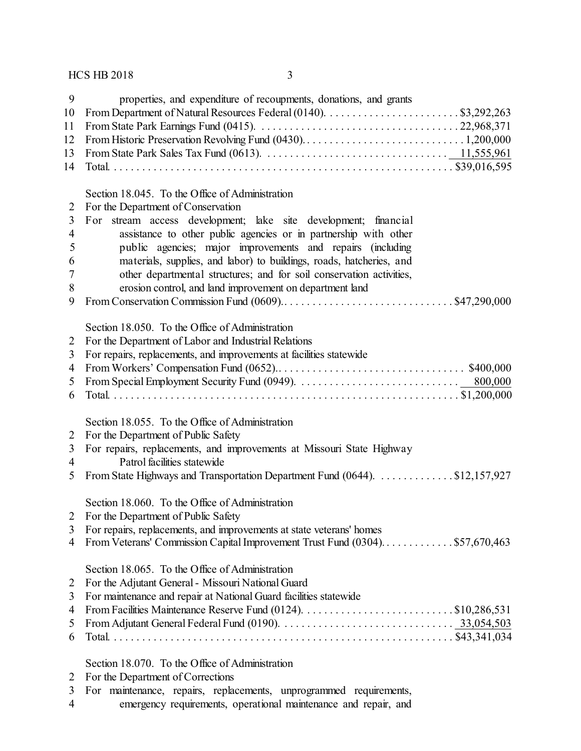properties, and expenditure of recoupments, donations, and grants
From Department of Natural Resources Federal (0140). . . . . . . . . . . . . . . . . . . . . . . . $3,292,263
From State Park Earnings Fund (0415). . . . . . . . . . . . . . . . . . . . . . . . . . . . . . . . . . . . 22,968,371
From Historic Preservation Revolving Fund (0430). . . . . . . . . . . . . . . . . . . . . . . . . . . . . 1,200,000
From State Park Sales Tax Fund (0613). . . . . . . . . . . . . . . . . . . . . . . . . . . . . . . . . 11,555,961
Total. . . . . . . . . . . . . . . . . . . . . . . . . . . . . . . . . . . . . . . . . . . . . . . . . . . . . . . . . . . . . $39,016,595

Section 18.045. To the Office of Administration
For the Department of Conservation
For stream access development; lake site development; financial assistance to other public agencies or in partnership with other public agencies; major improvements and repairs (including materials, supplies, and labor) to buildings, roads, hatcheries, and other departmental structures; and for soil conservation activities, erosion control, and land improvement on department land
From Conservation Commission Fund (0609). . . . . . . . . . . . . . . . . . . . . . . . . . . . . . . $47,290,000

Section 18.050. To the Office of Administration
For the Department of Labor and Industrial Relations
For repairs, replacements, and improvements at facilities statewide
From Workers' Compensation Fund (0652). . . . . . . . . . . . . . . . . . . . . . . . . . . . . . . . . . $400,000
From Special Employment Security Fund (0949). . . . . . . . . . . . . . . . . . . . . . . . . . . . . 800,000
Total. . . . . . . . . . . . . . . . . . . . . . . . . . . . . . . . . . . . . . . . . . . . . . . . . . . . . . . . . . . . . $1,200,000

Section 18.055. To the Office of Administration
For the Department of Public Safety
For repairs, replacements, and improvements at Missouri State Highway Patrol facilities statewide
From State Highways and Transportation Department Fund (0644). . . . . . . . . . . . . $12,157,927

Section 18.060. To the Office of Administration
For the Department of Public Safety
For repairs, replacements, and improvements at state veterans' homes
From Veterans' Commission Capital Improvement Trust Fund (0304). . . . . . . . . . . . . $57,670,463

Section 18.065. To the Office of Administration
For the Adjutant General - Missouri National Guard
For maintenance and repair at National Guard facilities statewide
From Facilities Maintenance Reserve Fund (0124). . . . . . . . . . . . . . . . . . . . . . . . . . . $10,286,531
From Adjutant General Federal Fund (0190). . . . . . . . . . . . . . . . . . . . . . . . . . . . . . . 33,054,503
Total. . . . . . . . . . . . . . . . . . . . . . . . . . . . . . . . . . . . . . . . . . . . . . . . . . . . . . . . . . . . . $43,341,034

Section 18.070. To the Office of Administration
For the Department of Corrections
For maintenance, repairs, replacements, unprogrammed requirements, emergency requirements, operational maintenance and repair, and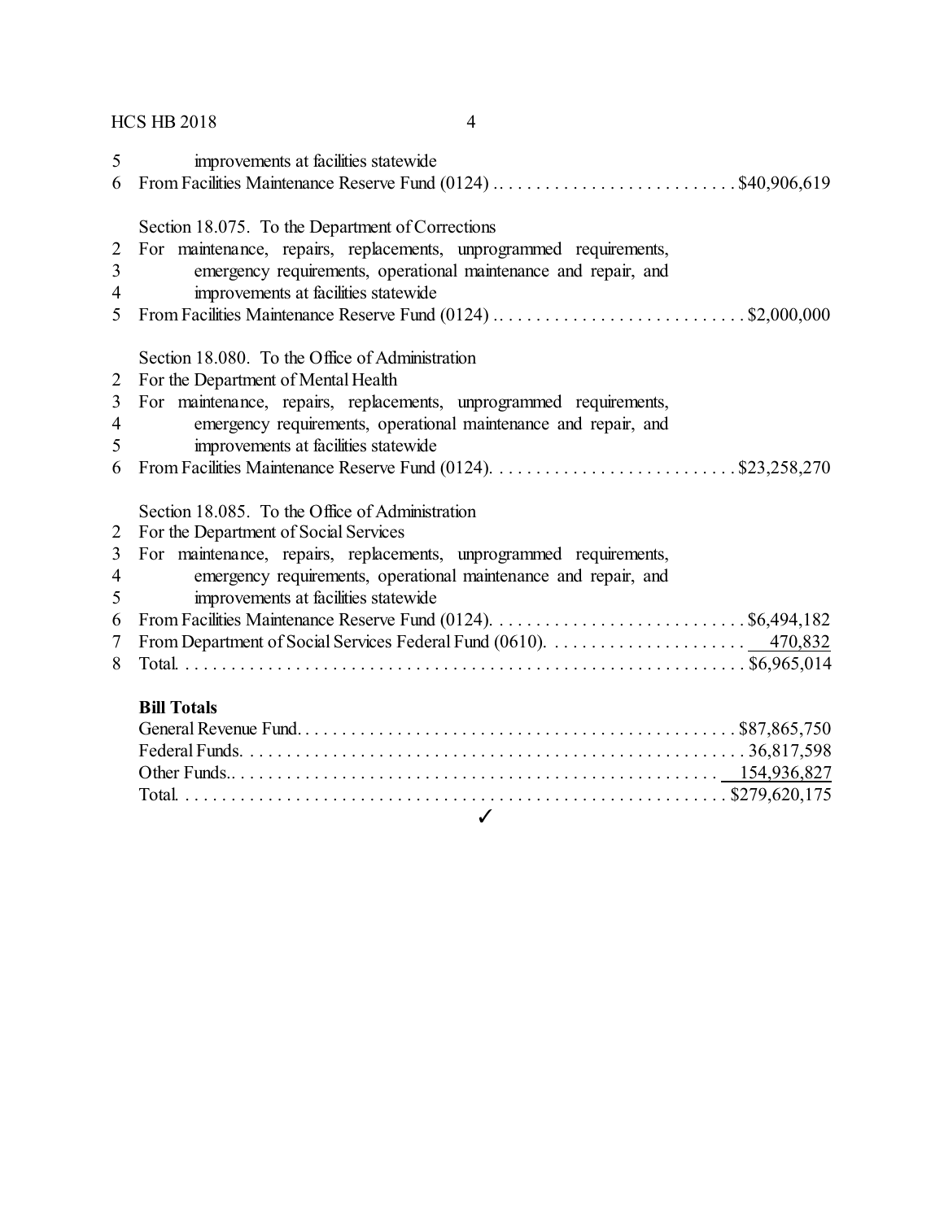5 improvements at facilities statewide
6 From Facilities Maintenance Reserve Fund (0124) . . . . . . . . . . . . . . . . . . . . . . . . . . . $40,906,619

Section 18.075. To the Department of Corrections
2 For maintenance, repairs, replacements, unprogrammed requirements,
3 emergency requirements, operational maintenance and repair, and
4 improvements at facilities statewide
5 From Facilities Maintenance Reserve Fund (0124) . . . . . . . . . . . . . . . . . . . . . . . . . . . . $2,000,000

Section 18.080. To the Office of Administration
2 For the Department of Mental Health
3 For maintenance, repairs, replacements, unprogrammed requirements,
4 emergency requirements, operational maintenance and repair, and
5 improvements at facilities statewide
6 From Facilities Maintenance Reserve Fund (0124). . . . . . . . . . . . . . . . . . . . . . . . . . . $23,258,270

Section 18.085. To the Office of Administration
2 For the Department of Social Services
3 For maintenance, repairs, replacements, unprogrammed requirements,
4 emergency requirements, operational maintenance and repair, and
5 improvements at facilities statewide
6 From Facilities Maintenance Reserve Fund (0124). . . . . . . . . . . . . . . . . . . . . . . . . . . . $6,494,182
7 From Department of Social Services Federal Fund (0610). . . . . . . . . . . . . . . . . . . . . . 470,832
8 Total. . . . . . . . . . . . . . . . . . . . . . . . . . . . . . . . . . . . . . . . . . . . . . . . . . . . . . . . . . . . $6,965,014

**Bill Totals**

General Revenue Fund. . . . . . . . . . . . . . . . . . . . . . . . . . . . . . . . . . . . . . . . . . . . . . . . $87,865,750
Federal Funds. . . . . . . . . . . . . . . . . . . . . . . . . . . . . . . . . . . . . . . . . . . . . . . . . . . . . . 36,817,598
Other Funds.. . . . . . . . . . . . . . . . . . . . . . . . . . . . . . . . . . . . . . . . . . . . . . . . . . . . . . 154,936,827
Total. . . . . . . . . . . . . . . . . . . . . . . . . . . . . . . . . . . . . . . . . . . . . . . . . . . . . . . . . . . . $279,620,175

✓